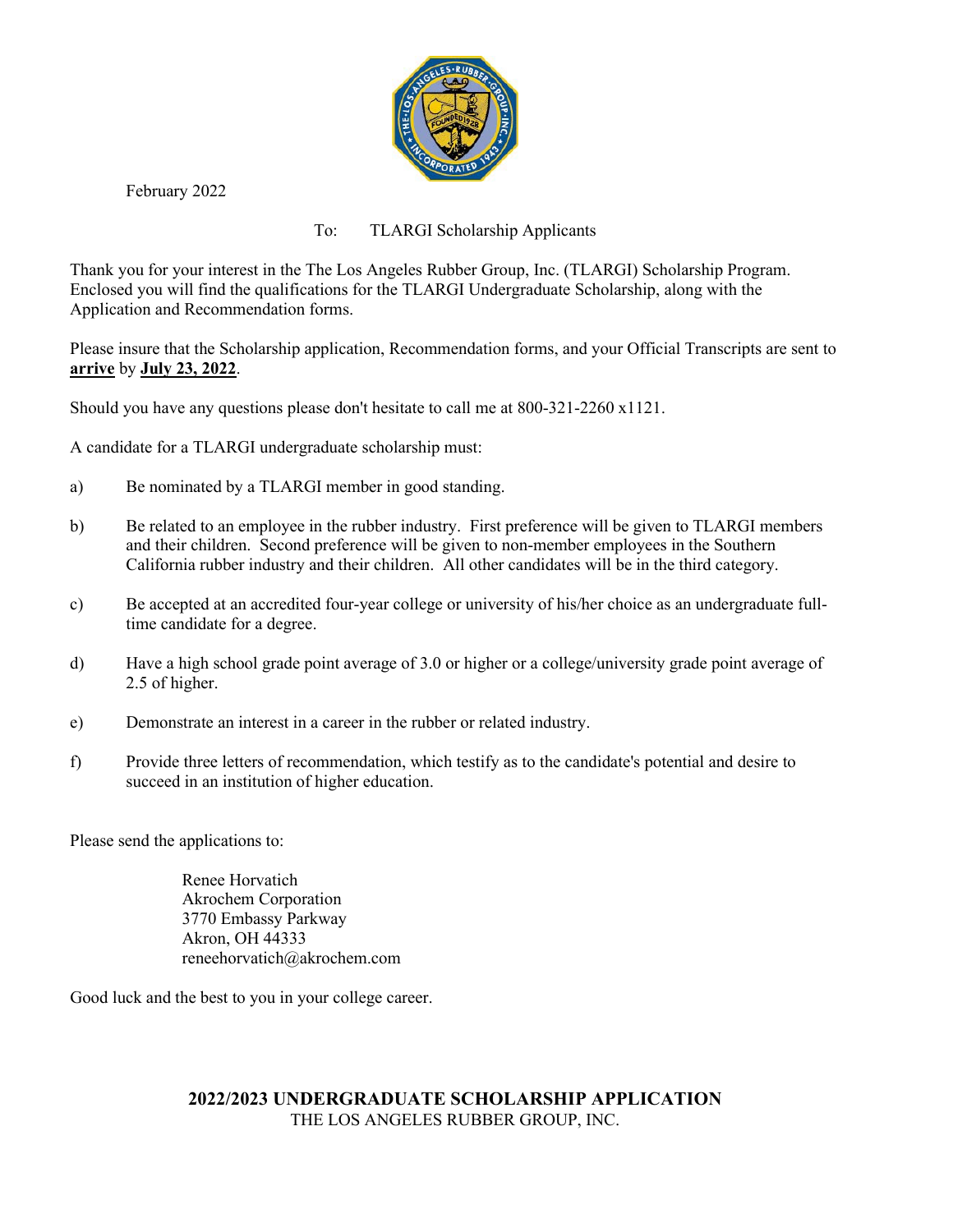February 2022

To: TLARGI Scholarship Applicants

Thank you for your interest in the The Los Angeles Rubber Group, Inc. (TLARGI) Scholarship Program. Enclosed you will find the qualifications for the TLARGI Undergraduate Scholarship, along with the Application and Recommendation forms.

Please insure that the Scholarship application, Recommendation forms, and your Official Transcripts are sent to **arrive** by **July 23, 2022**.

Should you have any questions please don't hesitate to call me at 800-321-2260 x1121.

A candidate for a TLARGI undergraduate scholarship must:

a) Be nominated by a TLARGI member in good standing.

b) Be related to an employee in the rubber industry. First preference will be given to TLARGI members and their children. Second preference will be given to non-member employees in the Southern California rubber industry and their children. All other candidates will be in the third category.

c) Be accepted at an accredited four-year college or university of his/her choice as an undergraduate full-time candidate for a degree.

d) Have a high school grade point average of 3.0 or higher or a college/university grade point average of 2.5 of higher.

e) Demonstrate an interest in a career in the rubber or related industry.

f) Provide three letters of recommendation, which testify as to the candidate's potential and desire to succeed in an institution of higher education.

Please send the applications to:

Renee Horvatich
Akrochem Corporation
3770 Embassy Parkway
Akron, OH 44333
reneehorvatich@akrochem.com

Good luck and the best to you in your college career.

## 2022/2023 UNDERGRADUATE SCHOLARSHIP APPLICATION

THE LOS ANGELES RUBBER GROUP, INC.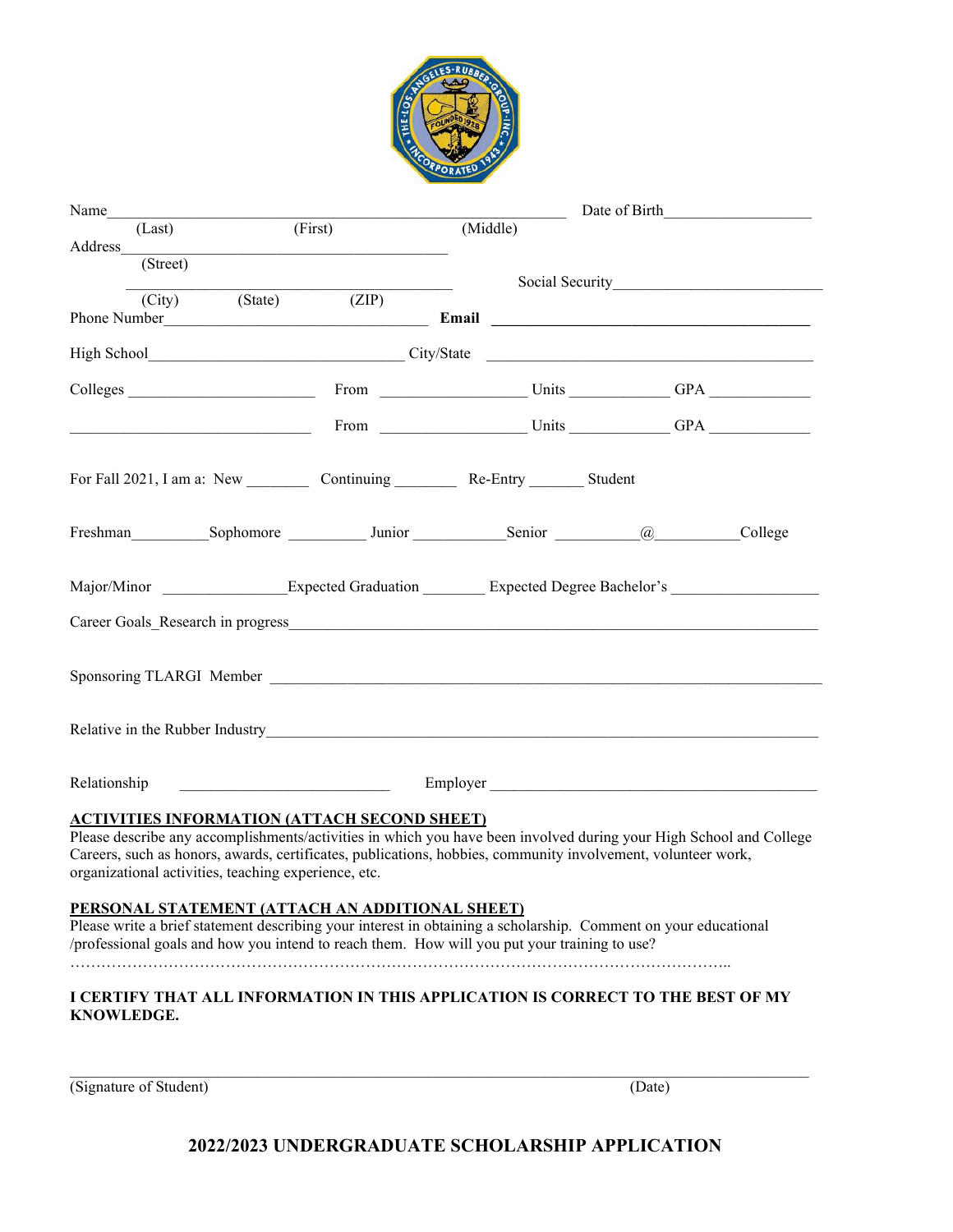Name________________________________________________________ Date of Birth__________________

(Last) (First) (Middle)

Address_________________________________________

(Street)

_________________________________________ Social Security_________________________

(City) (State) (ZIP)

Phone Number_________________________________ **Email** ________________________________________

High School_______________________________ City/State ________________________________________

Colleges ______________________ From _________________ Units ____________ GPA ____________

____________________________ From _________________ Units ____________ GPA ____________

For Fall 2021, I am a: New ________ Continuing ________ Re-Entry _______ Student

Freshman_________Sophomore _________ Junior ___________Senior __________@__________College

Major/Minor _______________Expected Graduation ________ Expected Degree Bachelor's __________________

Career Goals_Research in progress_________________________________________________________________

Sponsoring TLARGI Member ____________________________________________________________________

Relative in the Rubber Industry_____________________________________________________________________

Relationship __________________________ Employer ________________________________________

**ACTIVITIES INFORMATION (ATTACH SECOND SHEET)**

Please describe any accomplishments/activities in which you have been involved during your High School and College Careers, such as honors, awards, certificates, publications, hobbies, community involvement, volunteer work, organizational activities, teaching experience, etc.

**PERSONAL STATEMENT (ATTACH AN ADDITIONAL SHEET)**

Please write a brief statement describing your interest in obtaining a scholarship. Comment on your educational /professional goals and how you intend to reach them. How will you put your training to use?

……………………………………………………………………………………………………………..

**I CERTIFY THAT ALL INFORMATION IN THIS APPLICATION IS CORRECT TO THE BEST OF MY KNOWLEDGE.**

_____________________________________________________________________________________

(Signature of Student) (Date)

## 2022/2023 UNDERGRADUATE SCHOLARSHIP APPLICATION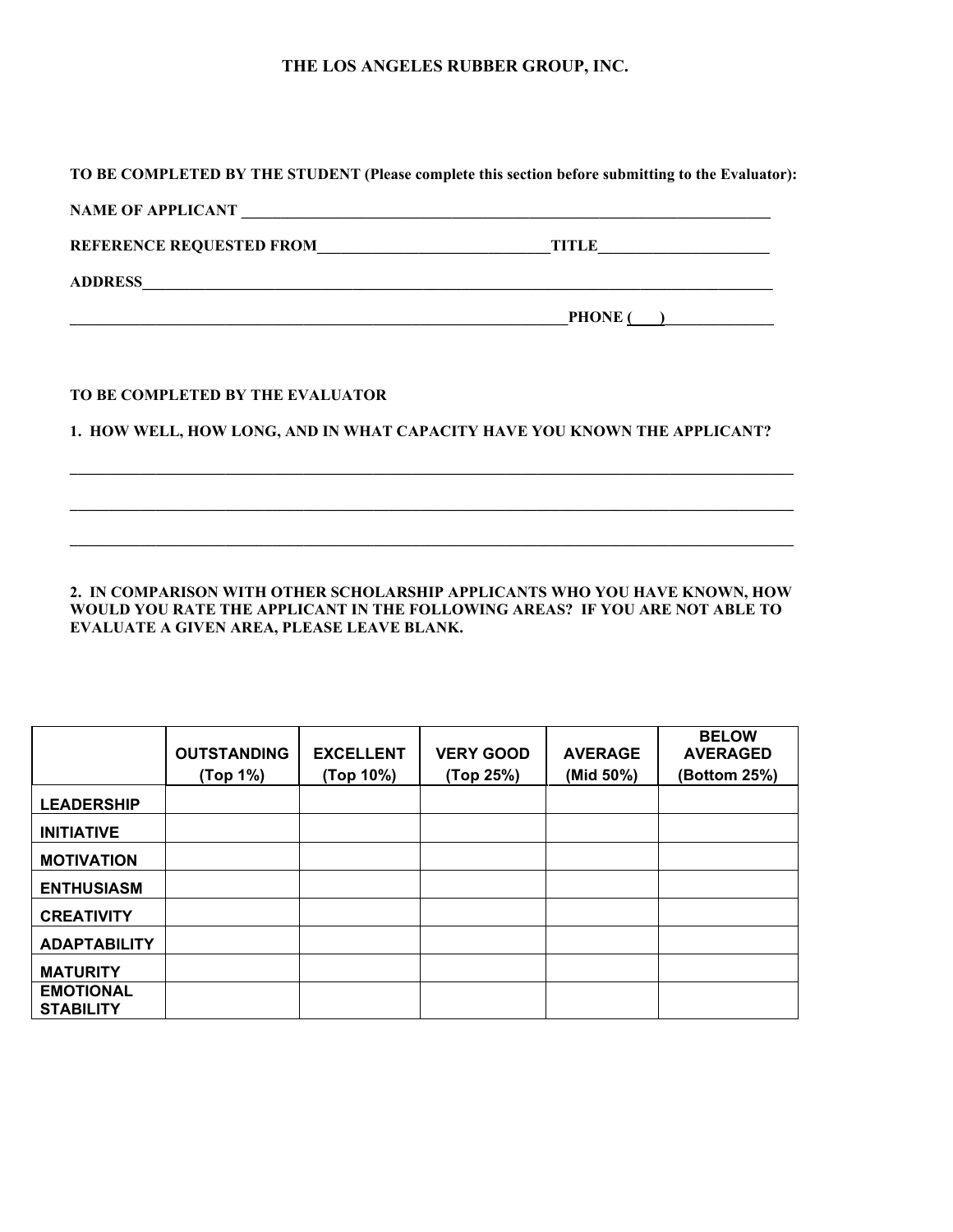# THE LOS ANGELES RUBBER GROUP, INC.

**TO BE COMPLETED BY THE STUDENT (Please complete this section before submitting to the Evaluator):**

**NAME OF APPLICANT** ___________________________________________________________________________

**REFERENCE REQUESTED FROM**______________________________**TITLE**______________________

**ADDRESS**_________________________________________________________________________________

_______________________________________________________________**PHONE (___)**______________

**TO BE COMPLETED BY THE EVALUATOR**

**1. HOW WELL, HOW LONG, AND IN WHAT CAPACITY HAVE YOU KNOWN THE APPLICANT?**

_____________________________________________________________________________________________

_____________________________________________________________________________________________

_____________________________________________________________________________________________

**2. IN COMPARISON WITH OTHER SCHOLARSHIP APPLICANTS WHO YOU HAVE KNOWN, HOW WOULD YOU RATE THE APPLICANT IN THE FOLLOWING AREAS? IF YOU ARE NOT ABLE TO EVALUATE A GIVEN AREA, PLEASE LEAVE BLANK.**

| | OUTSTANDING (Top 1%) | EXCELLENT (Top 10%) | VERY GOOD (Top 25%) | AVERAGE (Mid 50%) | BELOW AVERAGED (Bottom 25%) |
|---|---|---|---|---|---|
| LEADERSHIP | | | | | |
| INITIATIVE | | | | | |
| MOTIVATION | | | | | |
| ENTHUSIASM | | | | | |
| CREATIVITY | | | | | |
| ADAPTABILITY | | | | | |
| MATURITY | | | | | |
| EMOTIONAL STABILITY | | | | | |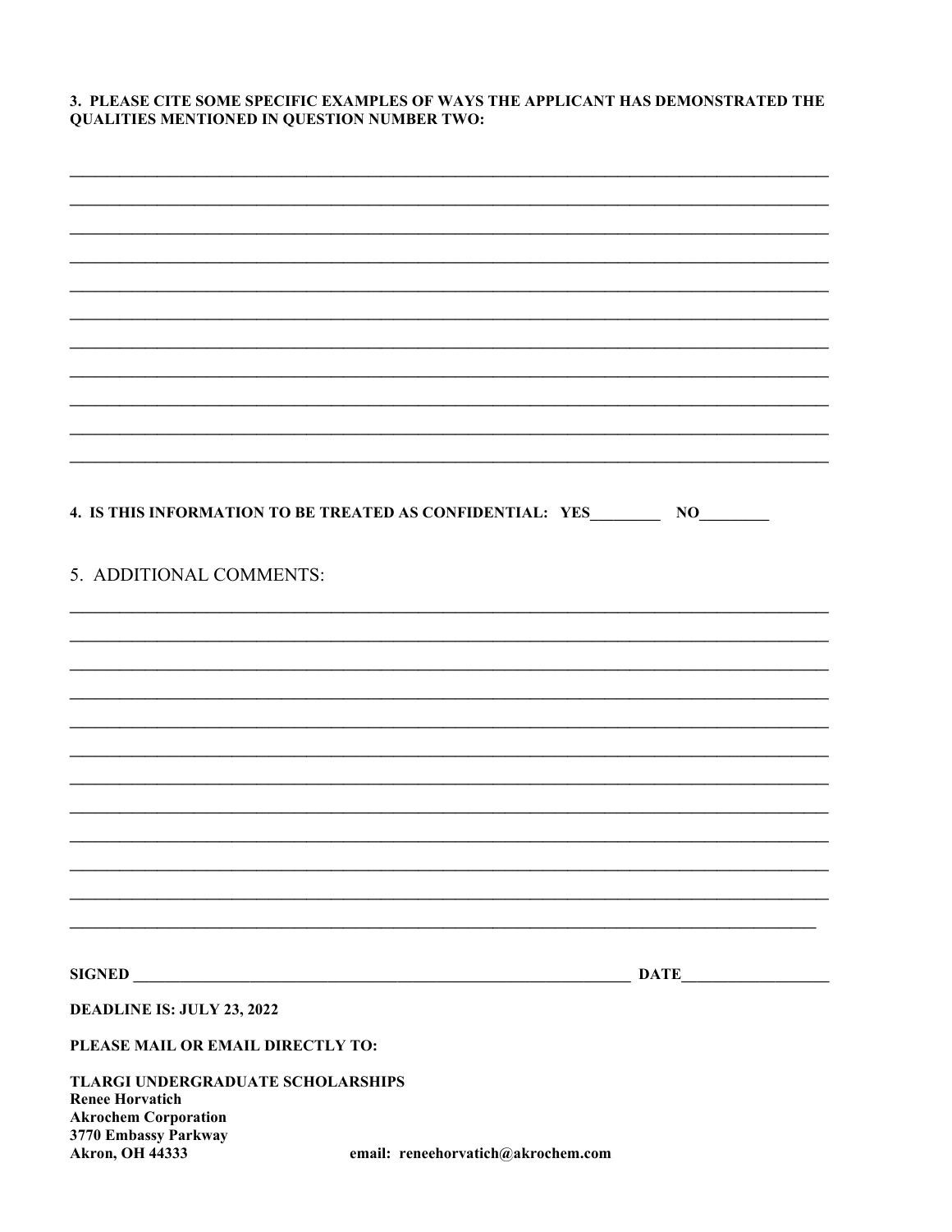**3. PLEASE CITE SOME SPECIFIC EXAMPLES OF WAYS THE APPLICANT HAS DEMONSTRATED THE QUALITIES MENTIONED IN QUESTION NUMBER TWO:**

_______________________________________________________________________________________

_______________________________________________________________________________________

_______________________________________________________________________________________

_______________________________________________________________________________________

_______________________________________________________________________________________

_______________________________________________________________________________________

_______________________________________________________________________________________

_______________________________________________________________________________________

_______________________________________________________________________________________

_______________________________________________________________________________________

_______________________________________________________________________________________

**4. IS THIS INFORMATION TO BE TREATED AS CONFIDENTIAL: YES_________ NO_________**

5. ADDITIONAL COMMENTS:

_______________________________________________________________________________________

_______________________________________________________________________________________

_______________________________________________________________________________________

_______________________________________________________________________________________

_______________________________________________________________________________________

_______________________________________________________________________________________

_______________________________________________________________________________________

_______________________________________________________________________________________

_______________________________________________________________________________________

_______________________________________________________________________________________

_______________________________________________________________________________________

_______________________________________________________________________________________

**SIGNED _______________________________________________________________ DATE___________________**

**DEADLINE IS: JULY 23, 2022**

**PLEASE MAIL OR EMAIL DIRECTLY TO:**

**TLARGI UNDERGRADUATE SCHOLARSHIPS**
**Renee Horvatich**
**Akrochem Corporation**
**3770 Embassy Parkway**
**Akron, OH 44333** **email: reneehorvatich@akrochem.com**